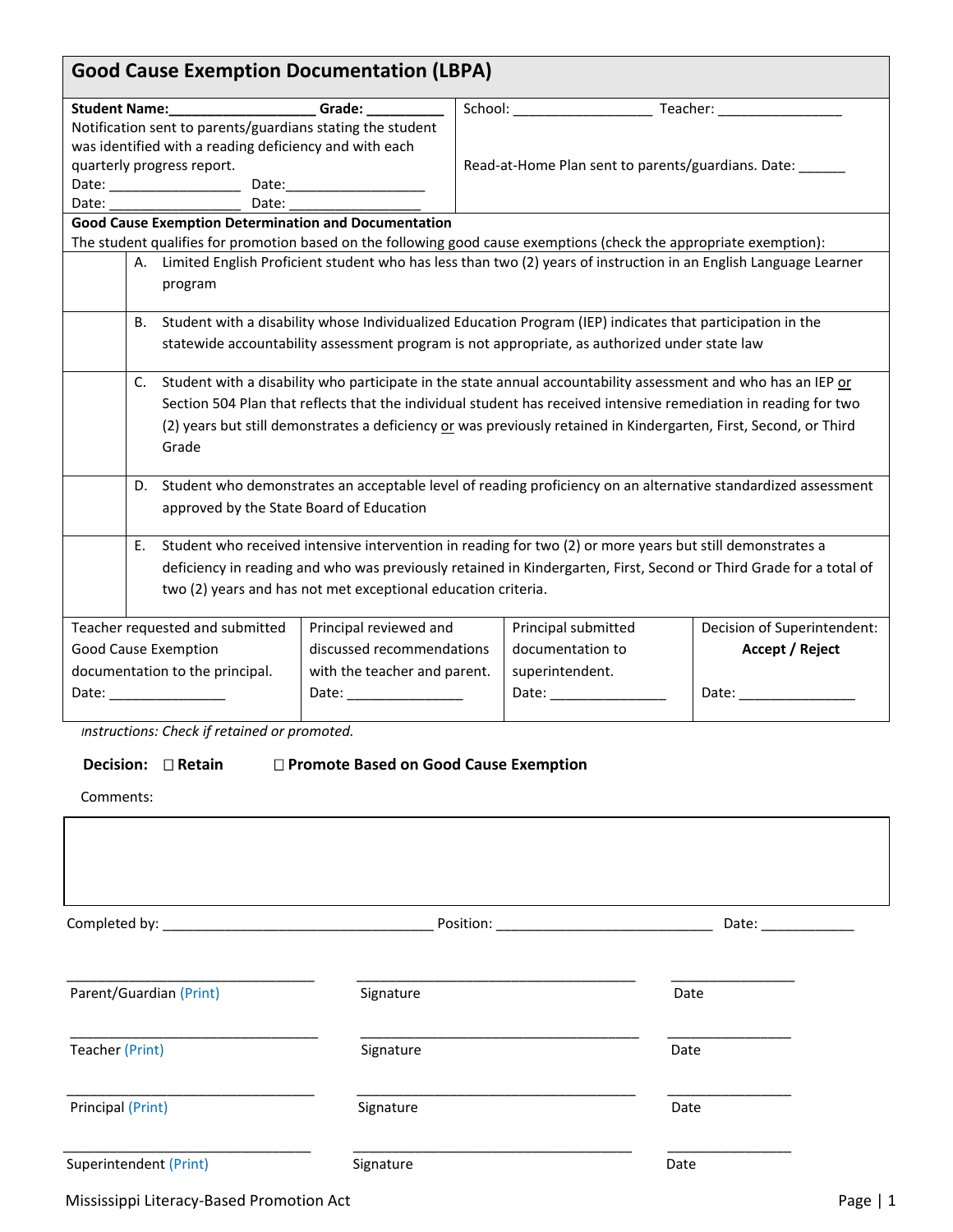# Good Cause Exemption Documentation (LBPA)

**Student Name:**___________________ **Grade:** __________

School: __________________ Teacher: ________________

Notification sent to parents/guardians stating the student was identified with a reading deficiency and with each quarterly progress report.

Date: _________________ Date:__________________

Date: _________________ Date: _________________

Read-at-Home Plan sent to parents/guardians. Date: ______

**Good Cause Exemption Determination and Documentation**

The student qualifies for promotion based on the following good cause exemptions (check the appropriate exemption):

| | |
|---|---|
| | A. Limited English Proficient student who has less than two (2) years of instruction in an English Language Learner program |
| | B. Student with a disability whose Individualized Education Program (IEP) indicates that participation in the statewide accountability assessment program is not appropriate, as authorized under state law |
| | C. Student with a disability who participate in the state annual accountability assessment and who has an IEP <u>or</u> Section 504 Plan that reflects that the individual student has received intensive remediation in reading for two (2) years but still demonstrates a deficiency <u>or</u> was previously retained in Kindergarten, First, Second, or Third Grade |
| | D. Student who demonstrates an acceptable level of reading proficiency on an alternative standardized assessment approved by the State Board of Education |
| | E. Student who received intensive intervention in reading for two (2) or more years but still demonstrates a deficiency in reading and who was previously retained in Kindergarten, First, Second or Third Grade for a total of two (2) years and has not met exceptional education criteria. |

| Teacher requested and submitted Good Cause Exemption documentation to the principal. | Principal reviewed and discussed recommendations with the teacher and parent. | Principal submitted documentation to superintendent. | Decision of Superintendent: **Accept / Reject** |
|---|---|---|---|
| Date: _______________ | Date: _______________ | Date: _______________ | Date: _______________ |

*Instructions: Check if retained or promoted.*

**Decision:** ☐ **Retain** ☐ **Promote Based on Good Cause Exemption**

Comments:

| |
|---|
| |

Completed by: ___________________________________ Position: ____________________________ Date: ____________

| | | |
|---|---|---|
| _______________________________ | ___________________________________ | ________________ |
| Parent/Guardian (Print) | Signature | Date |
| _______________________________ | ___________________________________ | ________________ |
| Teacher (Print) | Signature | Date |
| _______________________________ | ___________________________________ | ________________ |
| Principal (Print) | Signature | Date |
| _______________________________ | ___________________________________ | ________________ |
| Superintendent (Print) | Signature | Date |

Mississippi Literacy-Based Promotion Act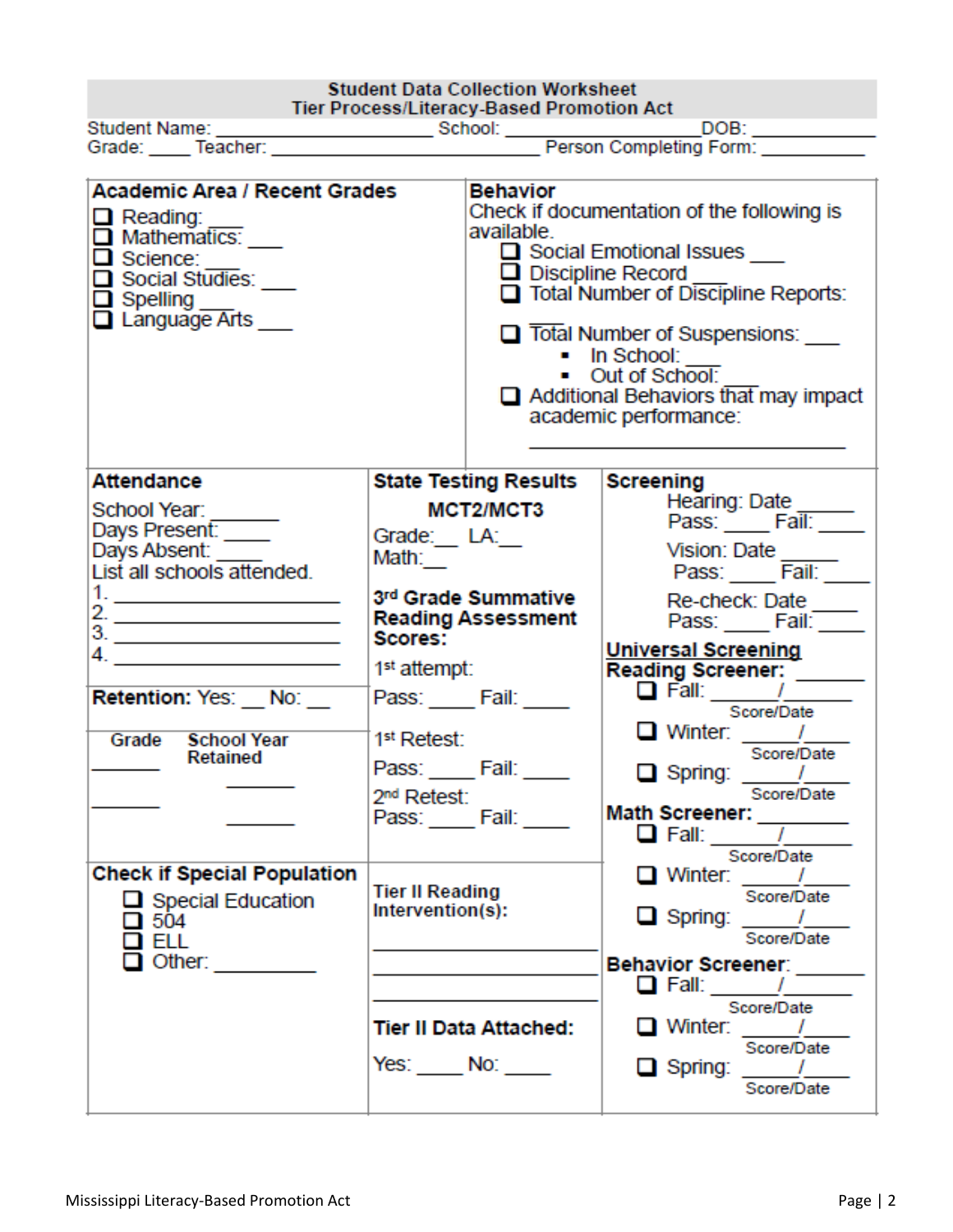## Student Data Collection Worksheet
### Tier Process/Literacy-Based Promotion Act

Student Name: ______________________ School: __________________ DOB: ___________

Grade: ____ Teacher: ____________________________ Person Completing Form: __________

**Academic Area / Recent Grades**

- ❑ Reading: ___
- ❑ Mathematics: ___
- ❑ Science: ___
- ❑ Social Studies: ___
- ❑ Spelling ___
- ❑ Language Arts ___

**Behavior**

Check if documentation of the following is available.

- ❑ Social Emotional Issues ___
- ❑ Discipline Record ___
- ❑ Total Number of Discipline Reports: ___
- ❑ Total Number of Suspensions: ___
  - In School: ___
  - Out of School: ___
- ❑ Additional Behaviors that may impact academic performance:
  ______________________________

**Attendance**

School Year: ______

Days Present: _____

Days Absent: _____

List all schools attended.

1. ____________________
2. ____________________
3. ____________________
4. ____________________

**Retention:** Yes: __ No: __

| Grade | School Year Retained |
|---|---|
| ______ | ______ |
| ______ | ______ |

**Check if Special Population**

- ❑ Special Education
- ❑ 504
- ❑ ELL
- ❑ Other: __________

**State Testing Results**

**MCT2/MCT3**

Grade:__ LA:__

Math:__

**3rd Grade Summative Reading Assessment Scores:**

1st attempt:

Pass: ____ Fail: ____

1st Retest:

Pass: ____ Fail: ____

2nd Retest:

Pass: ____ Fail: ____

**Tier II Reading Intervention(s):**

______________________________

______________________________

______________________________

**Tier II Data Attached:**

Yes: ____ No: ____

**Screening**

Hearing: Date _____

Pass: ____ Fail: ____

Vision: Date _____

Pass: ____ Fail: ____

Re-check: Date ____

Pass: ____ Fail: ____

**Universal Screening**

**Reading Screener:** _______

- ❑ Fall: _____/_____ (Score/Date)
- ❑ Winter: _____/_____ (Score/Date)
- ❑ Spring: _____/_____ (Score/Date)

**Math Screener:** _______

- ❑ Fall: _____/_____ (Score/Date)
- ❑ Winter: _____/_____ (Score/Date)
- ❑ Spring: _____/_____ (Score/Date)

**Behavior Screener:** _______

- ❑ Fall: _____/_____ (Score/Date)
- ❑ Winter: _____/_____ (Score/Date)
- ❑ Spring: _____/_____ (Score/Date)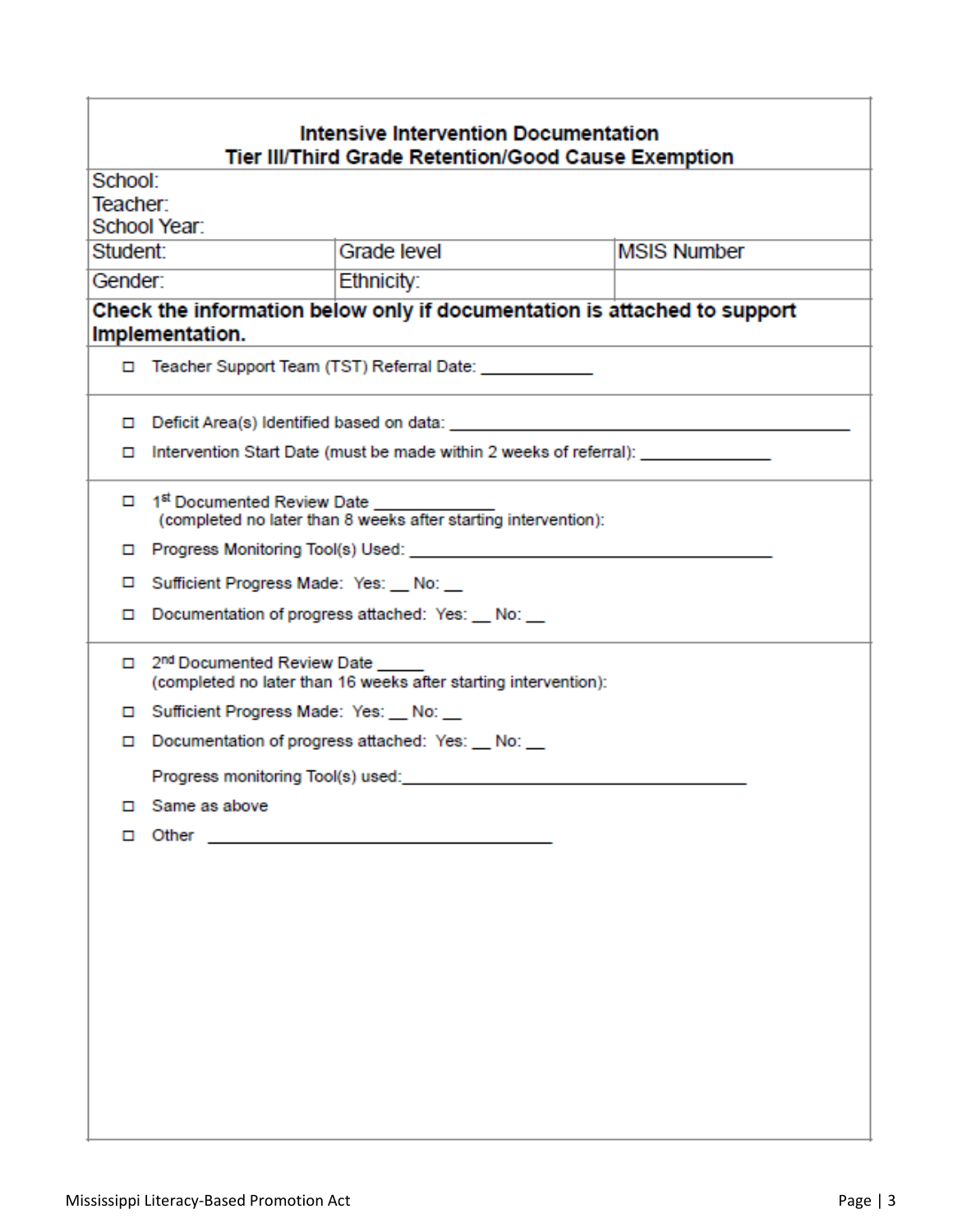## Intensive Intervention Documentation
## Tier III/Third Grade Retention/Good Cause Exemption

School:
Teacher:
School Year:

| Student: | Grade level | MSIS Number |
|---|---|---|
| Gender: | Ethnicity: | |

**Check the information below only if documentation is attached to support Implementation.**

- ☐ Teacher Support Team (TST) Referral Date: ____________

- ☐ Deficit Area(s) Identified based on data: ____________________________________________
- ☐ Intervention Start Date (must be made within 2 weeks of referral): ______________

- ☐ 1st Documented Review Date ____________ (completed no later than 8 weeks after starting intervention):
- ☐ Progress Monitoring Tool(s) Used: ______________________________________
- ☐ Sufficient Progress Made: Yes: __ No: __
- ☐ Documentation of progress attached: Yes: __ No: __

- ☐ 2nd Documented Review Date _____ (completed no later than 16 weeks after starting intervention):
- ☐ Sufficient Progress Made: Yes: __ No: __
- ☐ Documentation of progress attached: Yes: __ No: __

  Progress monitoring Tool(s) used:______________________________________
- ☐ Same as above
- ☐ Other ______________________________________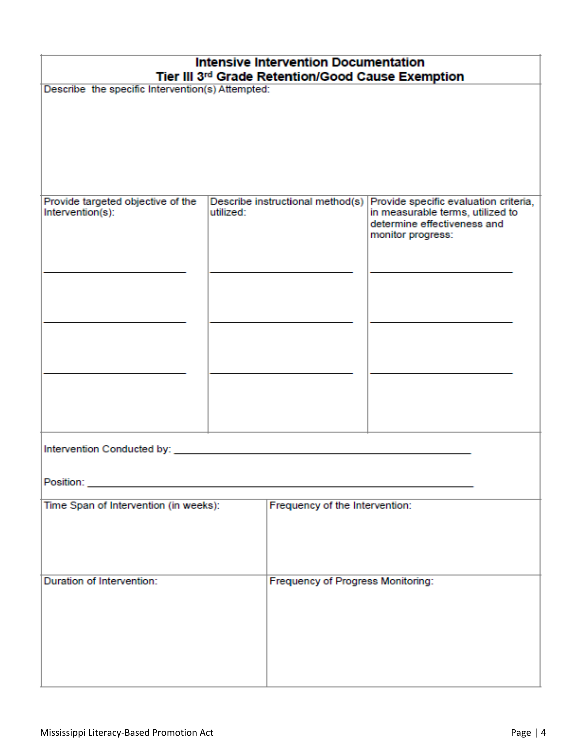## Intensive Intervention Documentation
## Tier III 3rd Grade Retention/Good Cause Exemption

| Describe the specific Intervention(s) Attempted: | | |
|---|---|---|
| | | |
| **Provide targeted objective of the Intervention(s):** | **Describe instructional method(s) utilized:** | **Provide specific evaluation criteria, in measurable terms, utilized to determine effectiveness and monitor progress:** |
| ____________________ | ____________________ | ____________________ |
| ____________________ | ____________________ | ____________________ |
| ____________________ | ____________________ | ____________________ |

Intervention Conducted by: ____________________________________________

Position: ____________________________________________

| Time Span of Intervention (in weeks): | Frequency of the Intervention: |
|---|---|
| | |
| **Duration of Intervention:** | **Frequency of Progress Monitoring:** |
| | |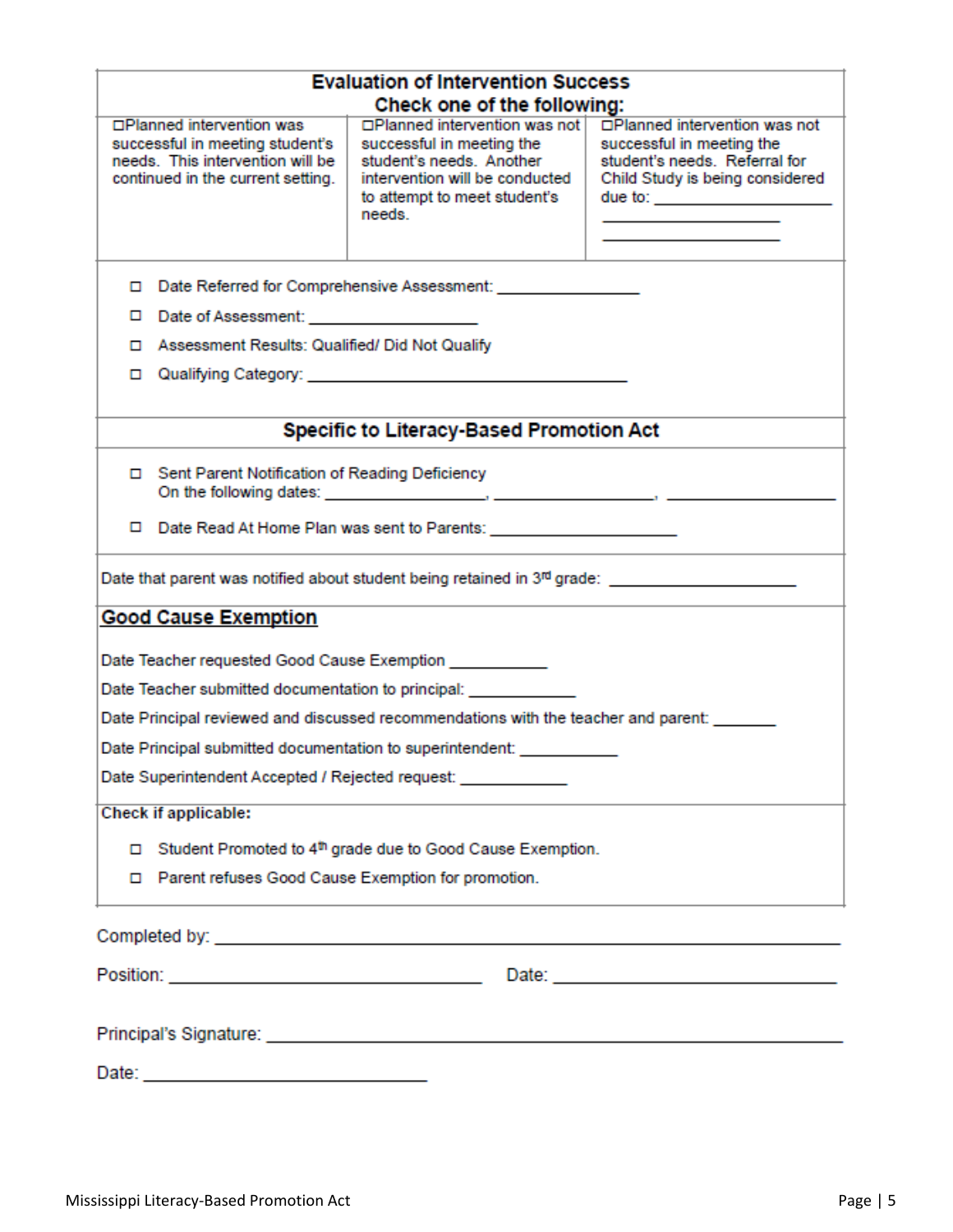| Evaluation of Intervention Success<br>Check one of the following: | | |
|---|---|---|
| ☐Planned intervention was successful in meeting student's needs. This intervention will be continued in the current setting. | ☐Planned intervention was not successful in meeting the student's needs. Another intervention will be conducted to attempt to meet student's needs. | ☐Planned intervention was not successful in meeting the student's needs. Referral for Child Study is being considered due to: ____________________ ____________________ ____________________ |

- ☐ Date Referred for Comprehensive Assessment: ________________
- ☐ Date of Assessment: ____________________
- ☐ Assessment Results: Qualified/ Did Not Qualify
- ☐ Qualifying Category: ____________________________________

## Specific to Literacy-Based Promotion Act

- ☐ Sent Parent Notification of Reading Deficiency On the following dates: __________________, __________________, __________________
- ☐ Date Read At Home Plan was sent to Parents: ____________________

Date that parent was notified about student being retained in 3rd grade: ____________________

## Good Cause Exemption

Date Teacher requested Good Cause Exemption ___________

Date Teacher submitted documentation to principal: ____________

Date Principal reviewed and discussed recommendations with the teacher and parent: _______

Date Principal submitted documentation to superintendent: ___________

Date Superintendent Accepted / Rejected request: ____________

**Check if applicable:**

- ☐ Student Promoted to 4th grade due to Good Cause Exemption.
- ☐ Parent refuses Good Cause Exemption for promotion.

Completed by: ________________________________________________________________

Position: ________________________________ Date: ____________________________

Principal's Signature: __________________________________________________________

Date: ______________________________